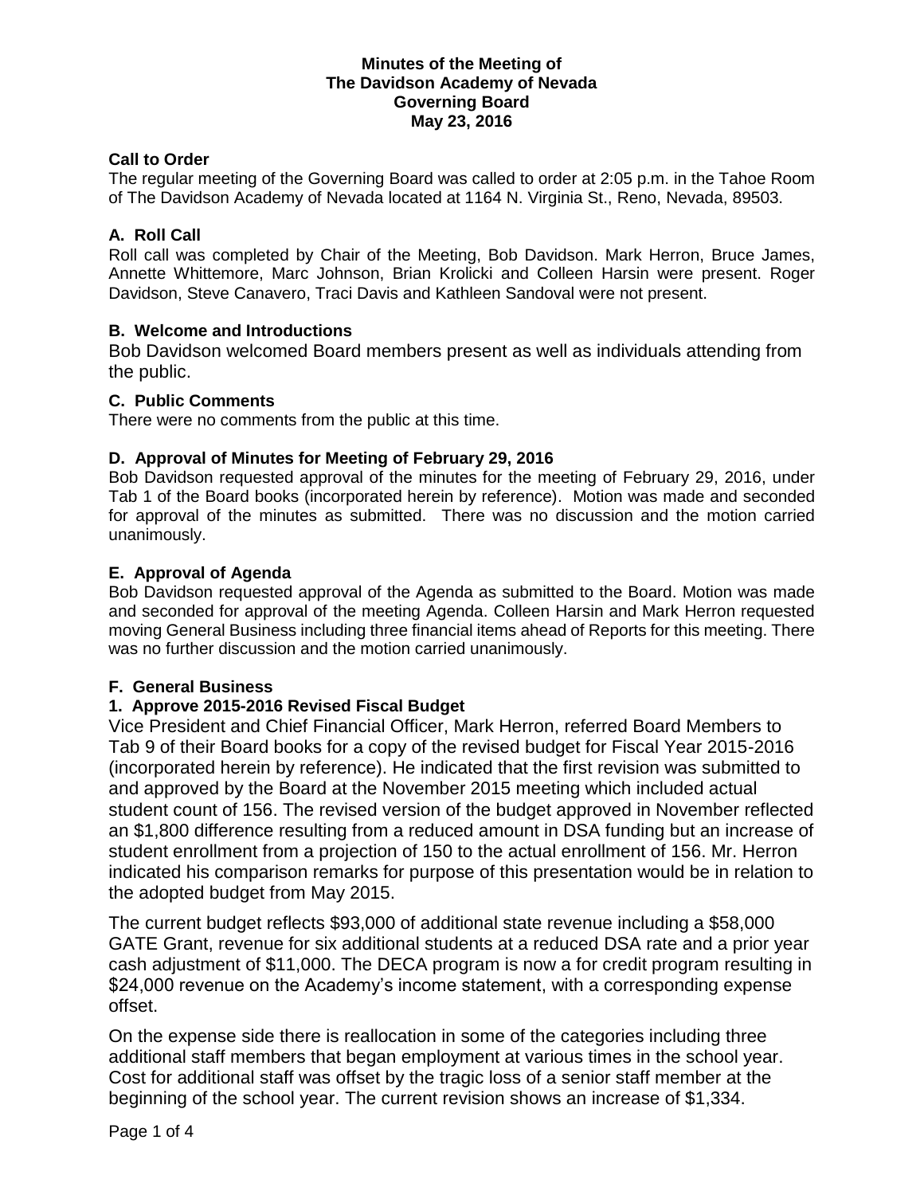**Minutes of the Meeting of**
**The Davidson Academy of Nevada**
**Governing Board**
**May 23, 2016**

### Call to Order

The regular meeting of the Governing Board was called to order at 2:05 p.m. in the Tahoe Room of The Davidson Academy of Nevada located at 1164 N. Virginia St., Reno, Nevada, 89503.

### A. Roll Call

Roll call was completed by Chair of the Meeting, Bob Davidson. Mark Herron, Bruce James, Annette Whittemore, Marc Johnson, Brian Krolicki and Colleen Harsin were present. Roger Davidson, Steve Canavero, Traci Davis and Kathleen Sandoval were not present.

### B. Welcome and Introductions

Bob Davidson welcomed Board members present as well as individuals attending from the public.

### C. Public Comments

There were no comments from the public at this time.

### D. Approval of Minutes for Meeting of February 29, 2016

Bob Davidson requested approval of the minutes for the meeting of February 29, 2016, under Tab 1 of the Board books (incorporated herein by reference). Motion was made and seconded for approval of the minutes as submitted. There was no discussion and the motion carried unanimously.

### E. Approval of Agenda

Bob Davidson requested approval of the Agenda as submitted to the Board. Motion was made and seconded for approval of the meeting Agenda. Colleen Harsin and Mark Herron requested moving General Business including three financial items ahead of Reports for this meeting. There was no further discussion and the motion carried unanimously.

### F. General Business

### 1. Approve 2015-2016 Revised Fiscal Budget

Vice President and Chief Financial Officer, Mark Herron, referred Board Members to Tab 9 of their Board books for a copy of the revised budget for Fiscal Year 2015-2016 (incorporated herein by reference). He indicated that the first revision was submitted to and approved by the Board at the November 2015 meeting which included actual student count of 156. The revised version of the budget approved in November reflected an $1,800 difference resulting from a reduced amount in DSA funding but an increase of student enrollment from a projection of 150 to the actual enrollment of 156. Mr. Herron indicated his comparison remarks for purpose of this presentation would be in relation to the adopted budget from May 2015.

The current budget reflects $93,000 of additional state revenue including a $58,000 GATE Grant, revenue for six additional students at a reduced DSA rate and a prior year cash adjustment of $11,000. The DECA program is now a for credit program resulting in $24,000 revenue on the Academy's income statement, with a corresponding expense offset.

On the expense side there is reallocation in some of the categories including three additional staff members that began employment at various times in the school year. Cost for additional staff was offset by the tragic loss of a senior staff member at the beginning of the school year. The current revision shows an increase of $1,334.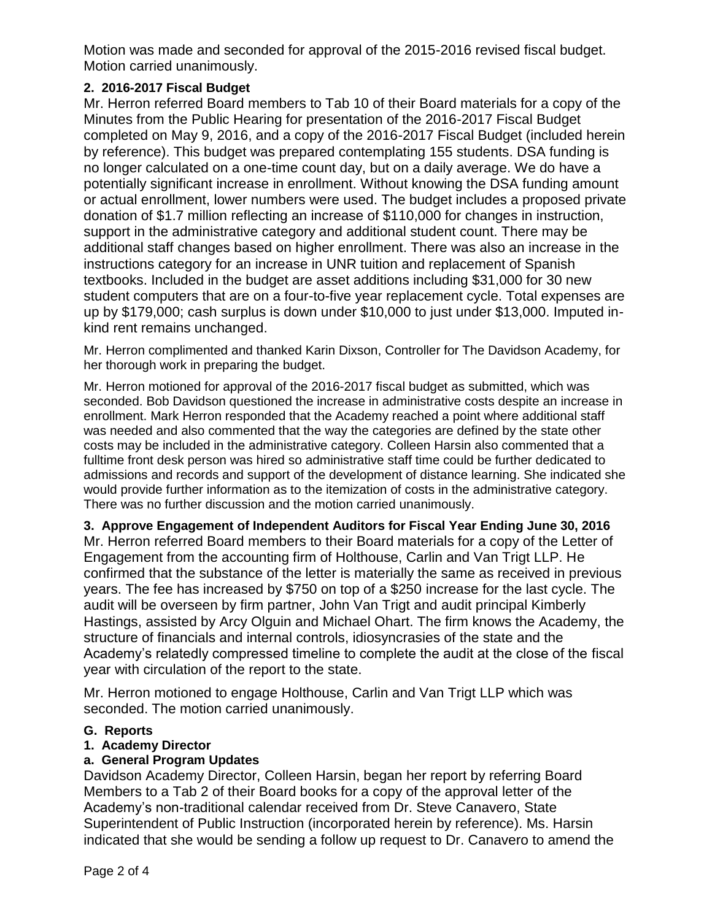Motion was made and seconded for approval of the 2015-2016 revised fiscal budget. Motion carried unanimously.

**2. 2016-2017 Fiscal Budget**

Mr. Herron referred Board members to Tab 10 of their Board materials for a copy of the Minutes from the Public Hearing for presentation of the 2016-2017 Fiscal Budget completed on May 9, 2016, and a copy of the 2016-2017 Fiscal Budget (included herein by reference). This budget was prepared contemplating 155 students. DSA funding is no longer calculated on a one-time count day, but on a daily average. We do have a potentially significant increase in enrollment. Without knowing the DSA funding amount or actual enrollment, lower numbers were used. The budget includes a proposed private donation of $1.7 million reflecting an increase of $110,000 for changes in instruction, support in the administrative category and additional student count. There may be additional staff changes based on higher enrollment. There was also an increase in the instructions category for an increase in UNR tuition and replacement of Spanish textbooks. Included in the budget are asset additions including $31,000 for 30 new student computers that are on a four-to-five year replacement cycle. Total expenses are up by $179,000; cash surplus is down under $10,000 to just under $13,000. Imputed in-kind rent remains unchanged.

Mr. Herron complimented and thanked Karin Dixson, Controller for The Davidson Academy, for her thorough work in preparing the budget.

Mr. Herron motioned for approval of the 2016-2017 fiscal budget as submitted, which was seconded. Bob Davidson questioned the increase in administrative costs despite an increase in enrollment. Mark Herron responded that the Academy reached a point where additional staff was needed and also commented that the way the categories are defined by the state other costs may be included in the administrative category. Colleen Harsin also commented that a fulltime front desk person was hired so administrative staff time could be further dedicated to admissions and records and support of the development of distance learning. She indicated she would provide further information as to the itemization of costs in the administrative category. There was no further discussion and the motion carried unanimously.

**3. Approve Engagement of Independent Auditors for Fiscal Year Ending June 30, 2016**

Mr. Herron referred Board members to their Board materials for a copy of the Letter of Engagement from the accounting firm of Holthouse, Carlin and Van Trigt LLP. He confirmed that the substance of the letter is materially the same as received in previous years. The fee has increased by $750 on top of a $250 increase for the last cycle. The audit will be overseen by firm partner, John Van Trigt and audit principal Kimberly Hastings, assisted by Arcy Olguin and Michael Ohart. The firm knows the Academy, the structure of financials and internal controls, idiosyncrasies of the state and the Academy's relatedly compressed timeline to complete the audit at the close of the fiscal year with circulation of the report to the state.

Mr. Herron motioned to engage Holthouse, Carlin and Van Trigt LLP which was seconded. The motion carried unanimously.

**G. Reports**

**1. Academy Director**

**a. General Program Updates**

Davidson Academy Director, Colleen Harsin, began her report by referring Board Members to a Tab 2 of their Board books for a copy of the approval letter of the Academy's non-traditional calendar received from Dr. Steve Canavero, State Superintendent of Public Instruction (incorporated herein by reference). Ms. Harsin indicated that she would be sending a follow up request to Dr. Canavero to amend the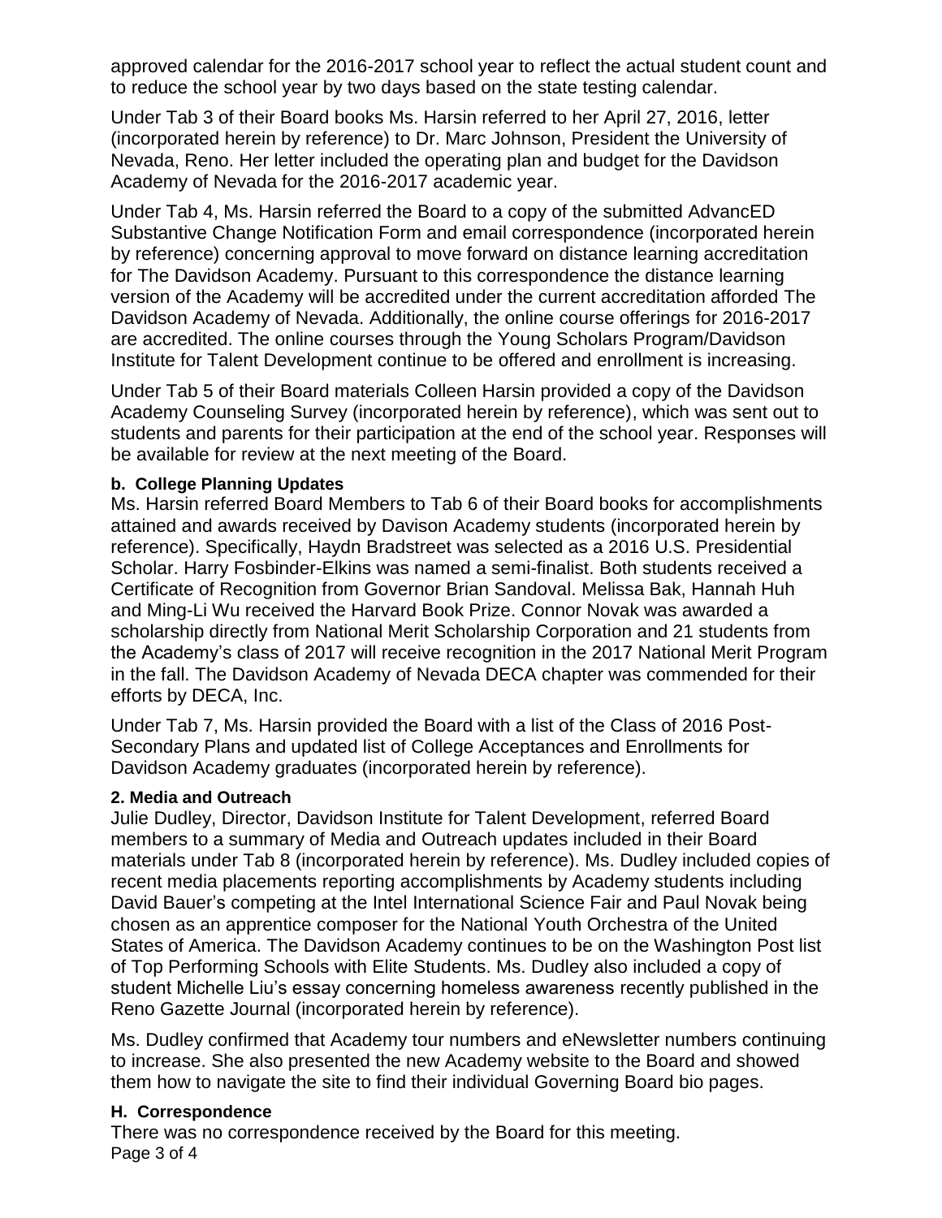approved calendar for the 2016-2017 school year to reflect the actual student count and to reduce the school year by two days based on the state testing calendar.

Under Tab 3 of their Board books Ms. Harsin referred to her April 27, 2016, letter (incorporated herein by reference) to Dr. Marc Johnson, President the University of Nevada, Reno. Her letter included the operating plan and budget for the Davidson Academy of Nevada for the 2016-2017 academic year.

Under Tab 4, Ms. Harsin referred the Board to a copy of the submitted AdvancED Substantive Change Notification Form and email correspondence (incorporated herein by reference) concerning approval to move forward on distance learning accreditation for The Davidson Academy. Pursuant to this correspondence the distance learning version of the Academy will be accredited under the current accreditation afforded The Davidson Academy of Nevada. Additionally, the online course offerings for 2016-2017 are accredited. The online courses through the Young Scholars Program/Davidson Institute for Talent Development continue to be offered and enrollment is increasing.

Under Tab 5 of their Board materials Colleen Harsin provided a copy of the Davidson Academy Counseling Survey (incorporated herein by reference), which was sent out to students and parents for their participation at the end of the school year. Responses will be available for review at the next meeting of the Board.

**b. College Planning Updates**

Ms. Harsin referred Board Members to Tab 6 of their Board books for accomplishments attained and awards received by Davison Academy students (incorporated herein by reference). Specifically, Haydn Bradstreet was selected as a 2016 U.S. Presidential Scholar. Harry Fosbinder-Elkins was named a semi-finalist. Both students received a Certificate of Recognition from Governor Brian Sandoval. Melissa Bak, Hannah Huh and Ming-Li Wu received the Harvard Book Prize. Connor Novak was awarded a scholarship directly from National Merit Scholarship Corporation and 21 students from the Academy's class of 2017 will receive recognition in the 2017 National Merit Program in the fall. The Davidson Academy of Nevada DECA chapter was commended for their efforts by DECA, Inc.

Under Tab 7, Ms. Harsin provided the Board with a list of the Class of 2016 Post-Secondary Plans and updated list of College Acceptances and Enrollments for Davidson Academy graduates (incorporated herein by reference).

**2. Media and Outreach**

Julie Dudley, Director, Davidson Institute for Talent Development, referred Board members to a summary of Media and Outreach updates included in their Board materials under Tab 8 (incorporated herein by reference). Ms. Dudley included copies of recent media placements reporting accomplishments by Academy students including David Bauer's competing at the Intel International Science Fair and Paul Novak being chosen as an apprentice composer for the National Youth Orchestra of the United States of America. The Davidson Academy continues to be on the Washington Post list of Top Performing Schools with Elite Students. Ms. Dudley also included a copy of student Michelle Liu's essay concerning homeless awareness recently published in the Reno Gazette Journal (incorporated herein by reference).

Ms. Dudley confirmed that Academy tour numbers and eNewsletter numbers continuing to increase. She also presented the new Academy website to the Board and showed them how to navigate the site to find their individual Governing Board bio pages.

**H. Correspondence**

There was no correspondence received by the Board for this meeting.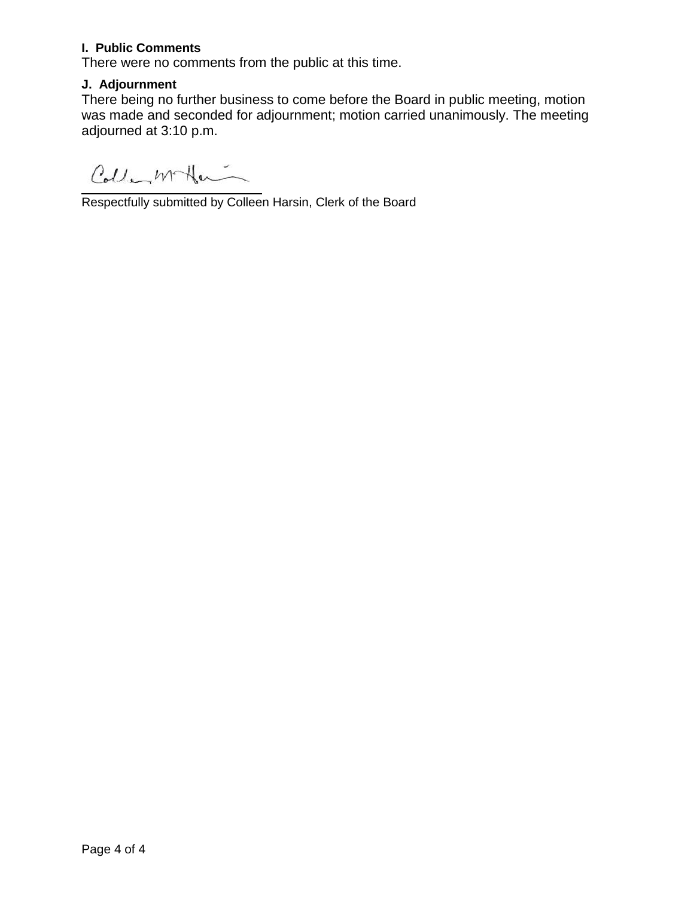**I. Public Comments**

There were no comments from the public at this time.

**J. Adjournment**

There being no further business to come before the Board in public meeting, motion was made and seconded for adjournment; motion carried unanimously. The meeting adjourned at 3:10 p.m.

Respectfully submitted by Colleen Harsin, Clerk of the Board